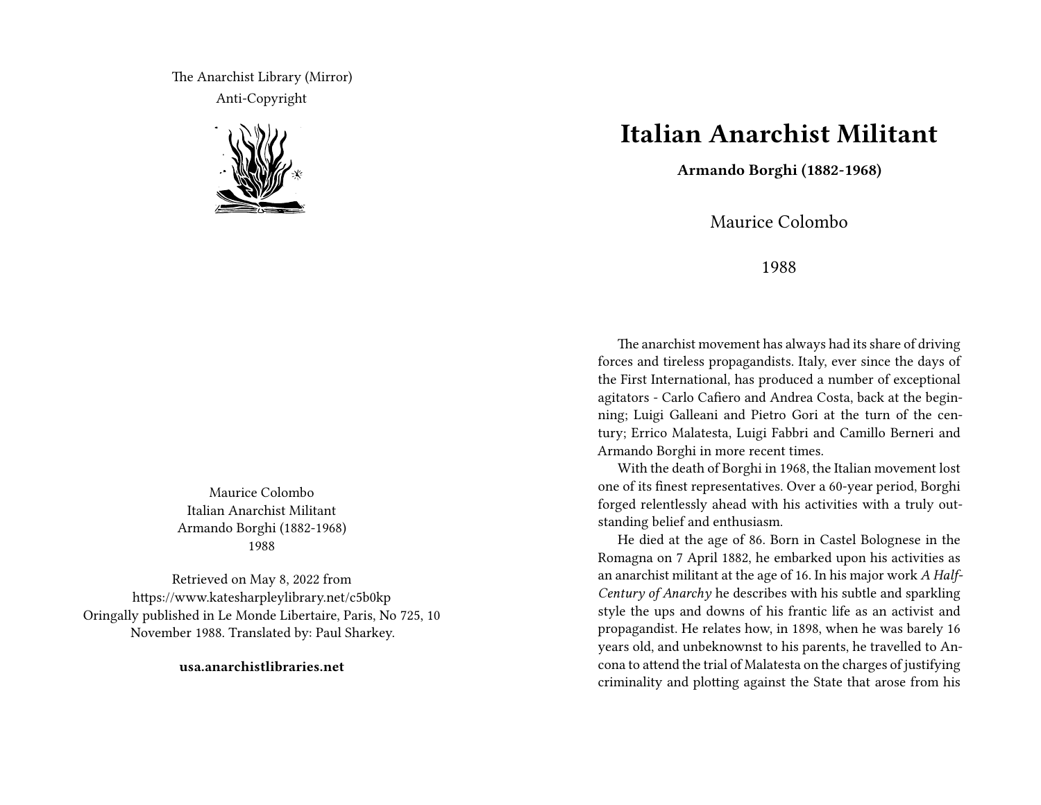The Anarchist Library (Mirror)
Anti-Copyright

Maurice Colombo
Italian Anarchist Militant
Armando Borghi (1882-1968)
1988

Retrieved on May 8, 2022 from
https://www.katesharpleylibrary.net/c5b0kp
Oringally published in Le Monde Libertaire, Paris, No 725, 10 November 1988. Translated by: Paul Sharkey.

**usa.anarchistlibraries.net**

# Italian Anarchist Militant

**Armando Borghi (1882-1968)**

Maurice Colombo

1988

The anarchist movement has always had its share of driving forces and tireless propagandists. Italy, ever since the days of the First International, has produced a number of exceptional agitators - Carlo Cafiero and Andrea Costa, back at the beginning; Luigi Galleani and Pietro Gori at the turn of the century; Errico Malatesta, Luigi Fabbri and Camillo Berneri and Armando Borghi in more recent times.

With the death of Borghi in 1968, the Italian movement lost one of its finest representatives. Over a 60-year period, Borghi forged relentlessly ahead with his activities with a truly outstanding belief and enthusiasm.

He died at the age of 86. Born in Castel Bolognese in the Romagna on 7 April 1882, he embarked upon his activities as an anarchist militant at the age of 16. In his major work *A Half-Century of Anarchy* he describes with his subtle and sparkling style the ups and downs of his frantic life as an activist and propagandist. He relates how, in 1898, when he was barely 16 years old, and unbeknownst to his parents, he travelled to Ancona to attend the trial of Malatesta on the charges of justifying criminality and plotting against the State that arose from his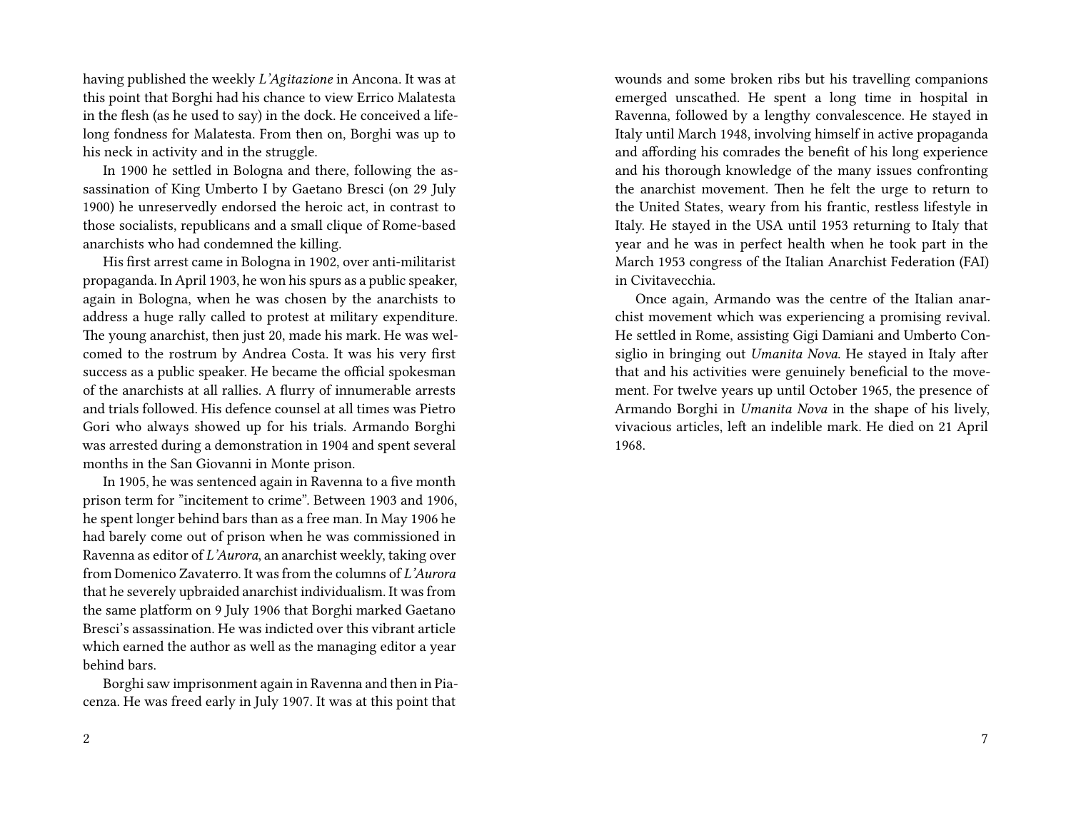having published the weekly *L'Agitazione* in Ancona. It was at this point that Borghi had his chance to view Errico Malatesta in the flesh (as he used to say) in the dock. He conceived a lifelong fondness for Malatesta. From then on, Borghi was up to his neck in activity and in the struggle.

In 1900 he settled in Bologna and there, following the assassination of King Umberto I by Gaetano Bresci (on 29 July 1900) he unreservedly endorsed the heroic act, in contrast to those socialists, republicans and a small clique of Rome-based anarchists who had condemned the killing.

His first arrest came in Bologna in 1902, over anti-militarist propaganda. In April 1903, he won his spurs as a public speaker, again in Bologna, when he was chosen by the anarchists to address a huge rally called to protest at military expenditure. The young anarchist, then just 20, made his mark. He was welcomed to the rostrum by Andrea Costa. It was his very first success as a public speaker. He became the official spokesman of the anarchists at all rallies. A flurry of innumerable arrests and trials followed. His defence counsel at all times was Pietro Gori who always showed up for his trials. Armando Borghi was arrested during a demonstration in 1904 and spent several months in the San Giovanni in Monte prison.

In 1905, he was sentenced again in Ravenna to a five month prison term for "incitement to crime". Between 1903 and 1906, he spent longer behind bars than as a free man. In May 1906 he had barely come out of prison when he was commissioned in Ravenna as editor of *L'Aurora*, an anarchist weekly, taking over from Domenico Zavaterro. It was from the columns of *L'Aurora* that he severely upbraided anarchist individualism. It was from the same platform on 9 July 1906 that Borghi marked Gaetano Bresci's assassination. He was indicted over this vibrant article which earned the author as well as the managing editor a year behind bars.

Borghi saw imprisonment again in Ravenna and then in Piacenza. He was freed early in July 1907. It was at this point that

wounds and some broken ribs but his travelling companions emerged unscathed. He spent a long time in hospital in Ravenna, followed by a lengthy convalescence. He stayed in Italy until March 1948, involving himself in active propaganda and affording his comrades the benefit of his long experience and his thorough knowledge of the many issues confronting the anarchist movement. Then he felt the urge to return to the United States, weary from his frantic, restless lifestyle in Italy. He stayed in the USA until 1953 returning to Italy that year and he was in perfect health when he took part in the March 1953 congress of the Italian Anarchist Federation (FAI) in Civitavecchia.

Once again, Armando was the centre of the Italian anarchist movement which was experiencing a promising revival. He settled in Rome, assisting Gigi Damiani and Umberto Consiglio in bringing out *Umanita Nova*. He stayed in Italy after that and his activities were genuinely beneficial to the movement. For twelve years up until October 1965, the presence of Armando Borghi in *Umanita Nova* in the shape of his lively, vivacious articles, left an indelible mark. He died on 21 April 1968.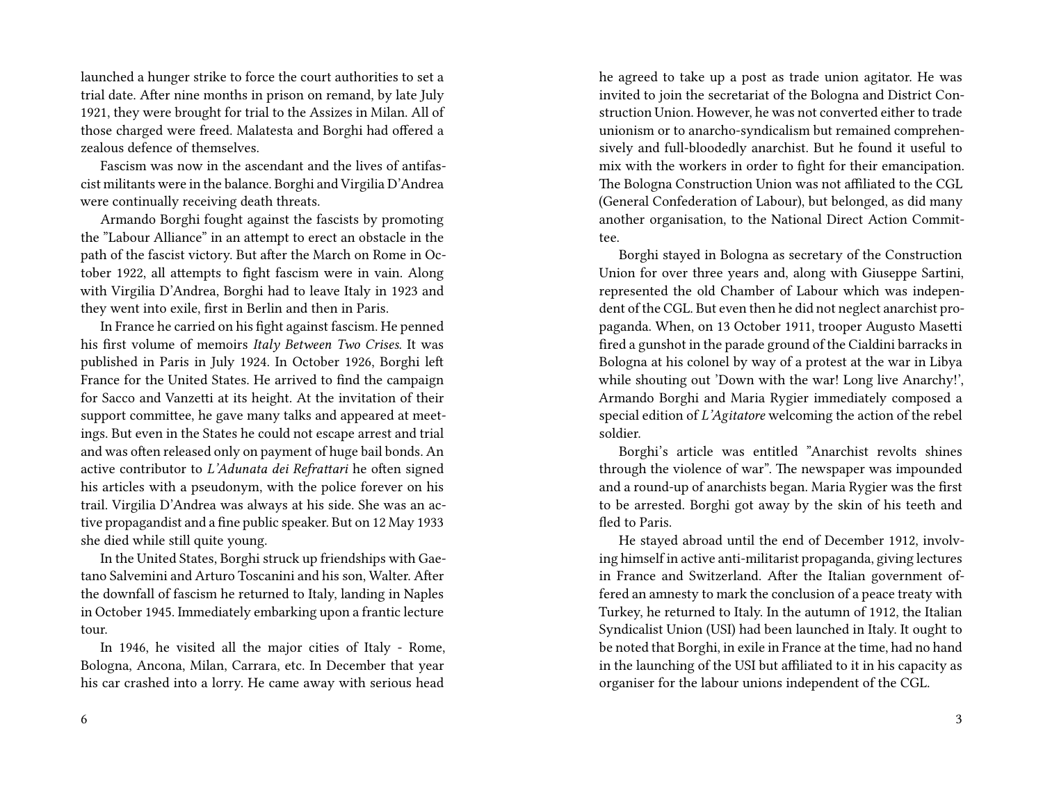launched a hunger strike to force the court authorities to set a trial date. After nine months in prison on remand, by late July 1921, they were brought for trial to the Assizes in Milan. All of those charged were freed. Malatesta and Borghi had offered a zealous defence of themselves.

Fascism was now in the ascendant and the lives of antifascist militants were in the balance. Borghi and Virgilia D'Andrea were continually receiving death threats.

Armando Borghi fought against the fascists by promoting the "Labour Alliance" in an attempt to erect an obstacle in the path of the fascist victory. But after the March on Rome in October 1922, all attempts to fight fascism were in vain. Along with Virgilia D'Andrea, Borghi had to leave Italy in 1923 and they went into exile, first in Berlin and then in Paris.

In France he carried on his fight against fascism. He penned his first volume of memoirs *Italy Between Two Crises*. It was published in Paris in July 1924. In October 1926, Borghi left France for the United States. He arrived to find the campaign for Sacco and Vanzetti at its height. At the invitation of their support committee, he gave many talks and appeared at meetings. But even in the States he could not escape arrest and trial and was often released only on payment of huge bail bonds. An active contributor to *L'Adunata dei Refrattari* he often signed his articles with a pseudonym, with the police forever on his trail. Virgilia D'Andrea was always at his side. She was an active propagandist and a fine public speaker. But on 12 May 1933 she died while still quite young.

In the United States, Borghi struck up friendships with Gaetano Salvemini and Arturo Toscanini and his son, Walter. After the downfall of fascism he returned to Italy, landing in Naples in October 1945. Immediately embarking upon a frantic lecture tour.

In 1946, he visited all the major cities of Italy - Rome, Bologna, Ancona, Milan, Carrara, etc. In December that year his car crashed into a lorry. He came away with serious head

he agreed to take up a post as trade union agitator. He was invited to join the secretariat of the Bologna and District Construction Union. However, he was not converted either to trade unionism or to anarcho-syndicalism but remained comprehensively and full-bloodedly anarchist. But he found it useful to mix with the workers in order to fight for their emancipation. The Bologna Construction Union was not affiliated to the CGL (General Confederation of Labour), but belonged, as did many another organisation, to the National Direct Action Committee.

Borghi stayed in Bologna as secretary of the Construction Union for over three years and, along with Giuseppe Sartini, represented the old Chamber of Labour which was independent of the CGL. But even then he did not neglect anarchist propaganda. When, on 13 October 1911, trooper Augusto Masetti fired a gunshot in the parade ground of the Cialdini barracks in Bologna at his colonel by way of a protest at the war in Libya while shouting out 'Down with the war! Long live Anarchy!', Armando Borghi and Maria Rygier immediately composed a special edition of *L'Agitatore* welcoming the action of the rebel soldier.

Borghi's article was entitled "Anarchist revolts shines through the violence of war". The newspaper was impounded and a round-up of anarchists began. Maria Rygier was the first to be arrested. Borghi got away by the skin of his teeth and fled to Paris.

He stayed abroad until the end of December 1912, involving himself in active anti-militarist propaganda, giving lectures in France and Switzerland. After the Italian government offered an amnesty to mark the conclusion of a peace treaty with Turkey, he returned to Italy. In the autumn of 1912, the Italian Syndicalist Union (USI) had been launched in Italy. It ought to be noted that Borghi, in exile in France at the time, had no hand in the launching of the USI but affiliated to it in his capacity as organiser for the labour unions independent of the CGL.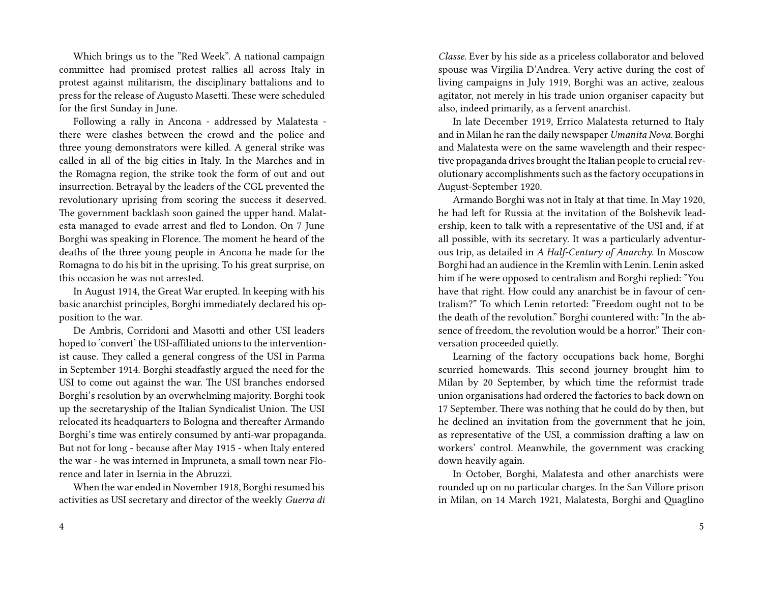Which brings us to the "Red Week". A national campaign committee had promised protest rallies all across Italy in protest against militarism, the disciplinary battalions and to press for the release of Augusto Masetti. These were scheduled for the first Sunday in June.

Following a rally in Ancona - addressed by Malatesta - there were clashes between the crowd and the police and three young demonstrators were killed. A general strike was called in all of the big cities in Italy. In the Marches and in the Romagna region, the strike took the form of out and out insurrection. Betrayal by the leaders of the CGL prevented the revolutionary uprising from scoring the success it deserved. The government backlash soon gained the upper hand. Malatesta managed to evade arrest and fled to London. On 7 June Borghi was speaking in Florence. The moment he heard of the deaths of the three young people in Ancona he made for the Romagna to do his bit in the uprising. To his great surprise, on this occasion he was not arrested.

In August 1914, the Great War erupted. In keeping with his basic anarchist principles, Borghi immediately declared his opposition to the war.

De Ambris, Corridoni and Masotti and other USI leaders hoped to 'convert' the USI-affiliated unions to the interventionist cause. They called a general congress of the USI in Parma in September 1914. Borghi steadfastly argued the need for the USI to come out against the war. The USI branches endorsed Borghi's resolution by an overwhelming majority. Borghi took up the secretaryship of the Italian Syndicalist Union. The USI relocated its headquarters to Bologna and thereafter Armando Borghi's time was entirely consumed by anti-war propaganda. But not for long - because after May 1915 - when Italy entered the war - he was interned in Impruneta, a small town near Florence and later in Isernia in the Abruzzi.

When the war ended in November 1918, Borghi resumed his activities as USI secretary and director of the weekly *Guerra di Classe*. Ever by his side as a priceless collaborator and beloved spouse was Virgilia D'Andrea. Very active during the cost of living campaigns in July 1919, Borghi was an active, zealous agitator, not merely in his trade union organiser capacity but also, indeed primarily, as a fervent anarchist.

In late December 1919, Errico Malatesta returned to Italy and in Milan he ran the daily newspaper *Umanita Nova*. Borghi and Malatesta were on the same wavelength and their respective propaganda drives brought the Italian people to crucial revolutionary accomplishments such as the factory occupations in August-September 1920.

Armando Borghi was not in Italy at that time. In May 1920, he had left for Russia at the invitation of the Bolshevik leadership, keen to talk with a representative of the USI and, if at all possible, with its secretary. It was a particularly adventurous trip, as detailed in *A Half-Century of Anarchy*. In Moscow Borghi had an audience in the Kremlin with Lenin. Lenin asked him if he were opposed to centralism and Borghi replied: "You have that right. How could any anarchist be in favour of centralism?" To which Lenin retorted: "Freedom ought not to be the death of the revolution." Borghi countered with: "In the absence of freedom, the revolution would be a horror." Their conversation proceeded quietly.

Learning of the factory occupations back home, Borghi scurried homewards. This second journey brought him to Milan by 20 September, by which time the reformist trade union organisations had ordered the factories to back down on 17 September. There was nothing that he could do by then, but he declined an invitation from the government that he join, as representative of the USI, a commission drafting a law on workers' control. Meanwhile, the government was cracking down heavily again.

In October, Borghi, Malatesta and other anarchists were rounded up on no particular charges. In the San Villore prison in Milan, on 14 March 1921, Malatesta, Borghi and Quaglino